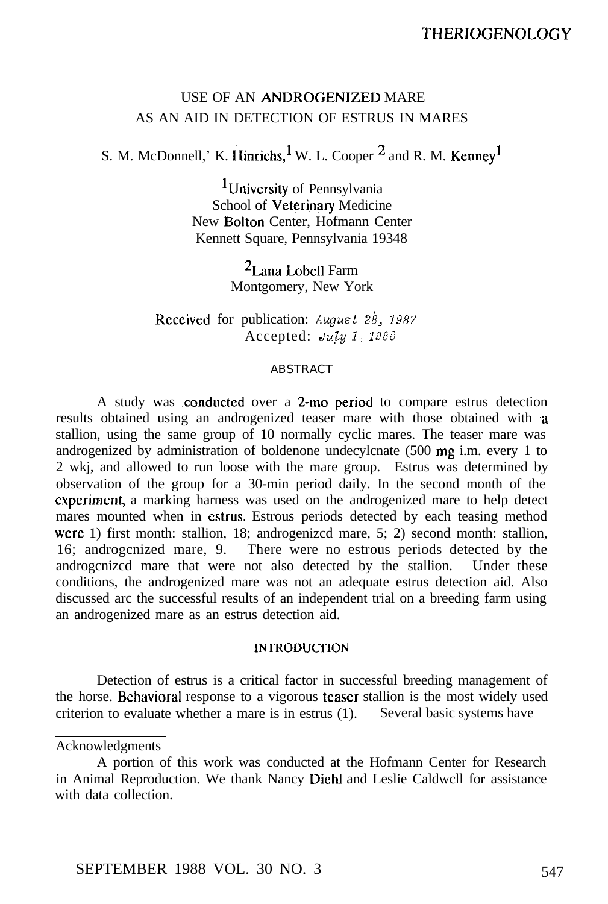# USE OF AN ANDROGENIZED MARE AS AN AID IN DETECTION OF ESTRUS IN MARES

S. M. McDonnell,[1] K. Hinrichs,[1] W. L. Cooper [2] and R. M. Kenney[1]

[1]University of Pennsylvania
School of Veterinary Medicine
New Bolton Center, Hofmann Center
Kennett Square, Pennsylvania 19348

[2]Lana Lobell Farm
Montgomery, New York

Received for publication: *August 28, 1987*
Accepted: *July 1, 1988*

## ABSTRACT

A study was conducted over a 2-mo period to compare estrus detection results obtained using an androgenized teaser mare with those obtained with a stallion, using the same group of 10 normally cyclic mares. The teaser mare was androgenized by administration of boldenone undecylcnate (500 mg i.m. every 1 to 2 wk), and allowed to run loose with the mare group. Estrus was determined by observation of the group for a 30-min period daily. In the second month of the experiment, a marking harness was used on the androgenized mare to help detect mares mounted when in estrus. Estrous periods detected by each teasing method were 1) first month: stallion, 18; androgenized mare, 5; 2) second month: stallion, 16; androgenized mare, 9. There were no estrous periods detected by the androgenized mare that were not also detected by the stallion. Under these conditions, the androgenized mare was not an adequate estrus detection aid. Also discussed are the successful results of an independent trial on a breeding farm using an androgenized mare as an estrus detection aid.

## INTRODUCTION

Detection of estrus is a critical factor in successful breeding management of the horse. Behavioral response to a vigorous teaser stallion is the most widely used criterion to evaluate whether a mare is in estrus (1). Several basic systems have

---

Acknowledgments

A portion of this work was conducted at the Hofmann Center for Research in Animal Reproduction. We thank Nancy Diehl and Leslie Caldwell for assistance with data collection.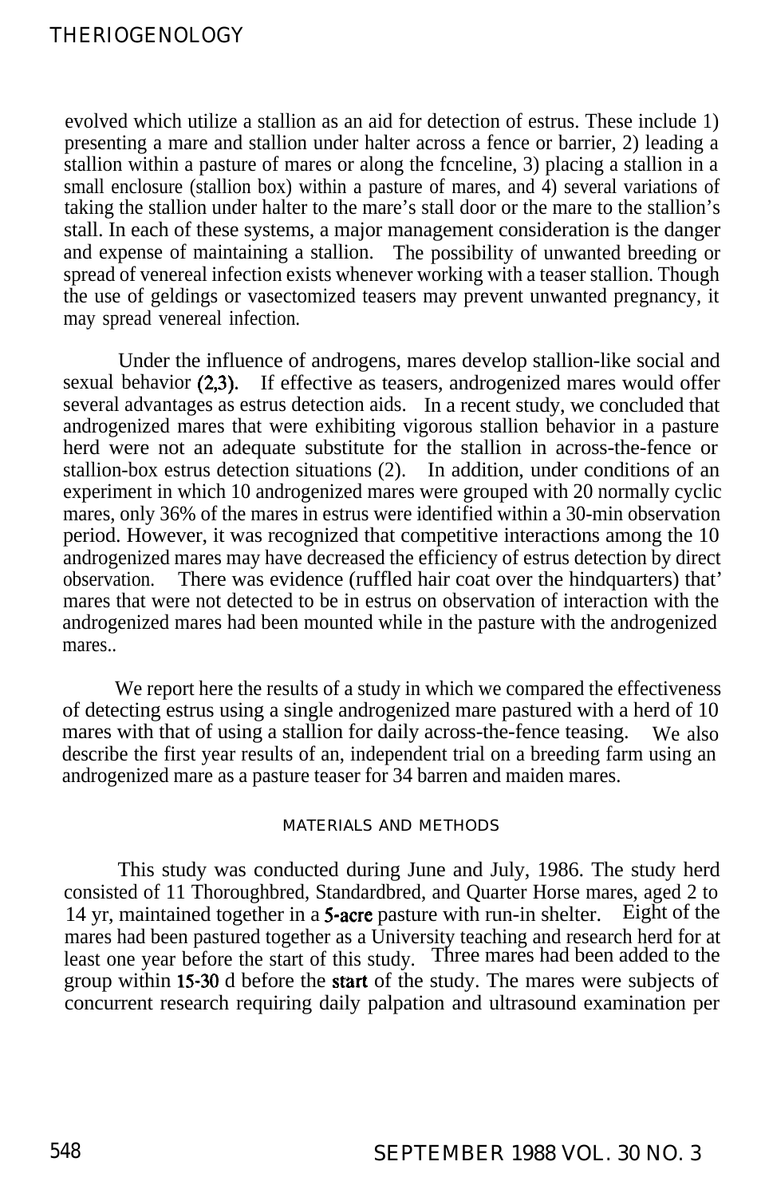evolved which utilize a stallion as an aid for detection of estrus. These include 1) presenting a mare and stallion under halter across a fence or barrier, 2) leading a stallion within a pasture of mares or along the fcnceline, 3) placing a stallion in a small enclosure (stallion box) within a pasture of mares, and 4) several variations of taking the stallion under halter to the mare's stall door or the mare to the stallion's stall. In each of these systems, a major management consideration is the danger and expense of maintaining a stallion. The possibility of unwanted breeding or spread of venereal infection exists whenever working with a teaser stallion. Though the use of geldings or vasectomized teasers may prevent unwanted pregnancy, it may spread venereal infection.

Under the influence of androgens, mares develop stallion-like social and sexual behavior (2,3). If effective as teasers, androgenized mares would offer several advantages as estrus detection aids. In a recent study, we concluded that androgenized mares that were exhibiting vigorous stallion behavior in a pasture herd were not an adequate substitute for the stallion in across-the-fence or stallion-box estrus detection situations (2). In addition, under conditions of an experiment in which 10 androgenized mares were grouped with 20 normally cyclic mares, only 36% of the mares in estrus were identified within a 30-min observation period. However, it was recognized that competitive interactions among the 10 androgenized mares may have decreased the efficiency of estrus detection by direct observation. There was evidence (ruffled hair coat over the hindquarters) that' mares that were not detected to be in estrus on observation of interaction with the androgenized mares had been mounted while in the pasture with the androgenized mares..

We report here the results of a study in which we compared the effectiveness of detecting estrus using a single androgenized mare pastured with a herd of 10 mares with that of using a stallion for daily across-the-fence teasing. We also describe the first year results of an, independent trial on a breeding farm using an androgenized mare as a pasture teaser for 34 barren and maiden mares.

## MATERIALS AND METHODS

This study was conducted during June and July, 1986. The study herd consisted of 11 Thoroughbred, Standardbred, and Quarter Horse mares, aged 2 to 14 yr, maintained together in a 5-acre pasture with run-in shelter. Eight of the mares had been pastured together as a University teaching and research herd for at least one year before the start of this study. Three mares had been added to the group within 15-30 d before the start of the study. The mares were subjects of concurrent research requiring daily palpation and ultrasound examination per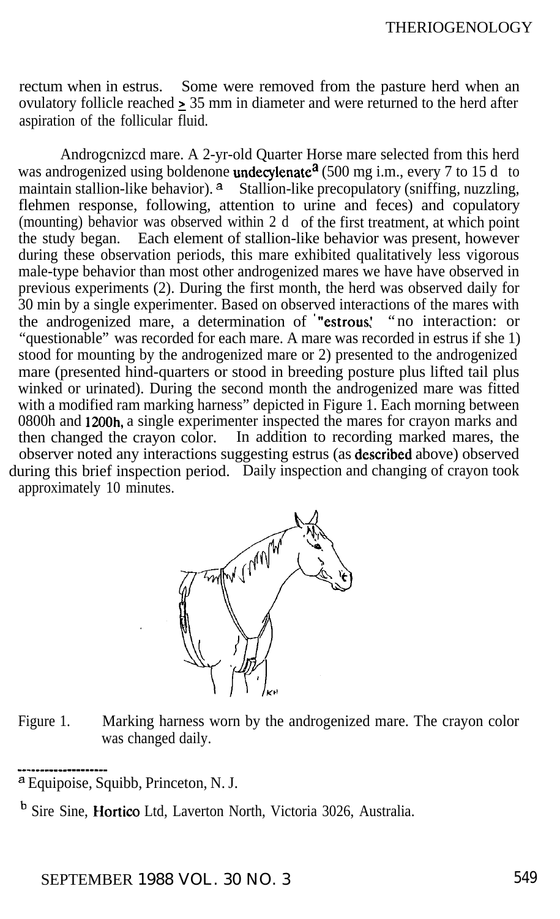rectum when in estrus. Some were removed from the pasture herd when an ovulatory follicle reached ≥ 35 mm in diameter and were returned to the herd after aspiration of the follicular fluid.

Androgenized mare. A 2-yr-old Quarter Horse mare selected from this herd was androgenized using boldenone undecylenate[a] (500 mg i.m., every 7 to 15 d to maintain stallion-like behavior). [a] Stallion-like precopulatory (sniffing, nuzzling, flehmen response, following, attention to urine and feces) and copulatory (mounting) behavior was observed within 2 d of the first treatment, at which point the study began. Each element of stallion-like behavior was present, however during these observation periods, this mare exhibited qualitatively less vigorous male-type behavior than most other androgenized mares we have have observed in previous experiments (2). During the first month, the herd was observed daily for 30 min by a single experimenter. Based on observed interactions of the mares with the androgenized mare, a determination of "estrous," "no interaction: or "questionable" was recorded for each mare. A mare was recorded in estrus if she 1) stood for mounting by the androgenized mare or 2) presented to the androgenized mare (presented hind-quarters or stood in breeding posture plus lifted tail plus winked or urinated). During the second month the androgenized mare was fitted with a modified ram marking harness" depicted in Figure 1. Each morning between 0800h and 1200h, a single experimenter inspected the mares for crayon marks and then changed the crayon color. In addition to recording marked mares, the observer noted any interactions suggesting estrus (as described above) observed during this brief inspection period. Daily inspection and changing of crayon took approximately 10 minutes.

Figure 1. Marking harness worn by the androgenized mare. The crayon color was changed daily.

---

[a] Equipoise, Squibb, Princeton, N. J.

[b] Sire Sine, Hortico Ltd, Laverton North, Victoria 3026, Australia.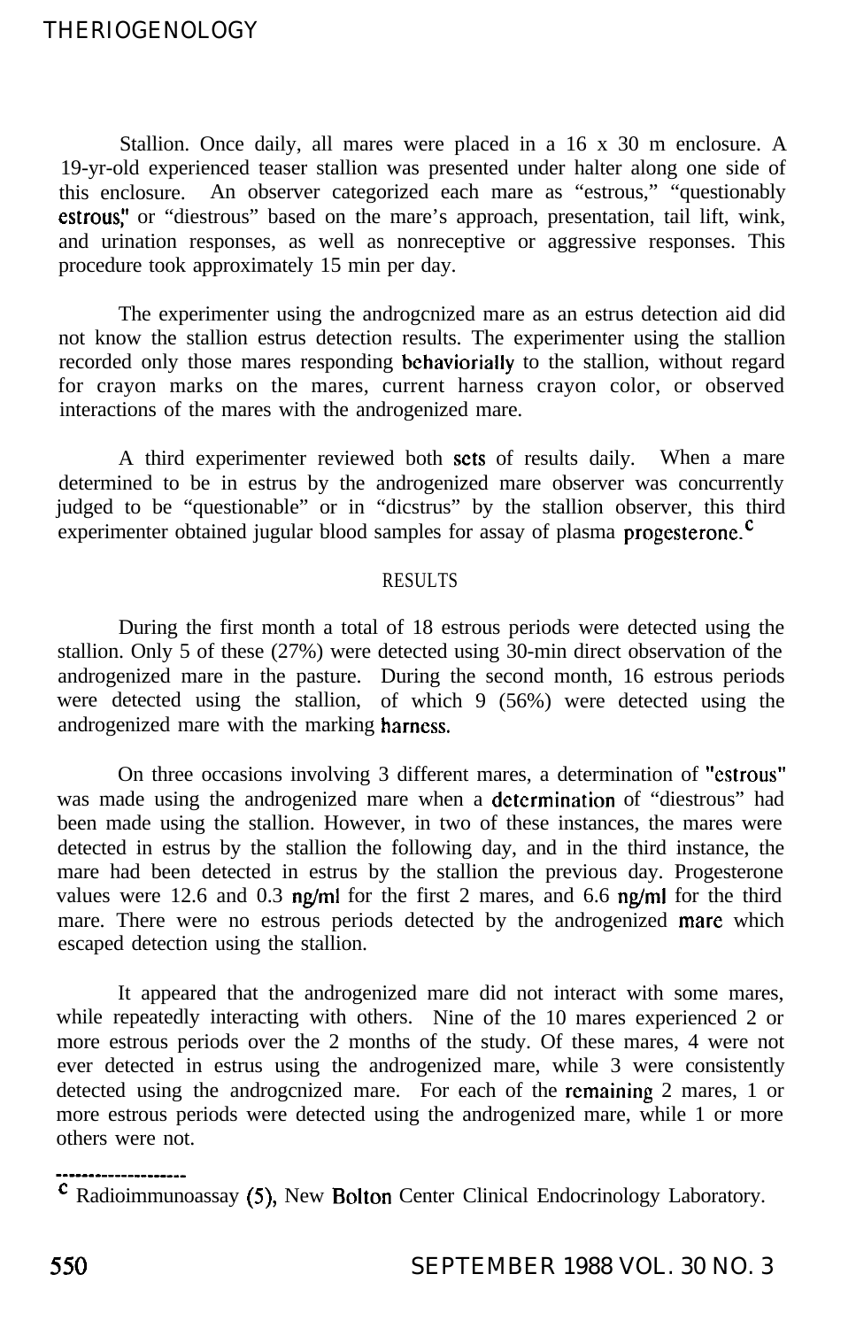Stallion. Once daily, all mares were placed in a 16 x 30 m enclosure. A 19-yr-old experienced teaser stallion was presented under halter along one side of this enclosure. An observer categorized each mare as "estrous," "questionably estrous," or "diestrous" based on the mare's approach, presentation, tail lift, wink, and urination responses, as well as nonreceptive or aggressive responses. This procedure took approximately 15 min per day.

The experimenter using the androgenized mare as an estrus detection aid did not know the stallion estrus detection results. The experimenter using the stallion recorded only those mares responding behaviorially to the stallion, without regard for crayon marks on the mares, current harness crayon color, or observed interactions of the mares with the androgenized mare.

A third experimenter reviewed both sets of results daily. When a mare determined to be in estrus by the androgenized mare observer was concurrently judged to be "questionable" or in "diestrus" by the stallion observer, this third experimenter obtained jugular blood samples for assay of plasma progesterone.[c]

## RESULTS

During the first month a total of 18 estrous periods were detected using the stallion. Only 5 of these (27%) were detected using 30-min direct observation of the androgenized mare in the pasture. During the second month, 16 estrous periods were detected using the stallion, of which 9 (56%) were detected using the androgenized mare with the marking harness.

On three occasions involving 3 different mares, a determination of "estrous" was made using the androgenized mare when a determination of "diestrous" had been made using the stallion. However, in two of these instances, the mares were detected in estrus by the stallion the following day, and in the third instance, the mare had been detected in estrus by the stallion the previous day. Progesterone values were 12.6 and 0.3 ng/ml for the first 2 mares, and 6.6 ng/ml for the third mare. There were no estrous periods detected by the androgenized mare which escaped detection using the stallion.

It appeared that the androgenized mare did not interact with some mares, while repeatedly interacting with others. Nine of the 10 mares experienced 2 or more estrous periods over the 2 months of the study. Of these mares, 4 were not ever detected in estrus using the androgenized mare, while 3 were consistently detected using the androgenized mare. For each of the remaining 2 mares, 1 or more estrous periods were detected using the androgenized mare, while 1 or more others were not.

---

[c] Radioimmunoassay (5), New Bolton Center Clinical Endocrinology Laboratory.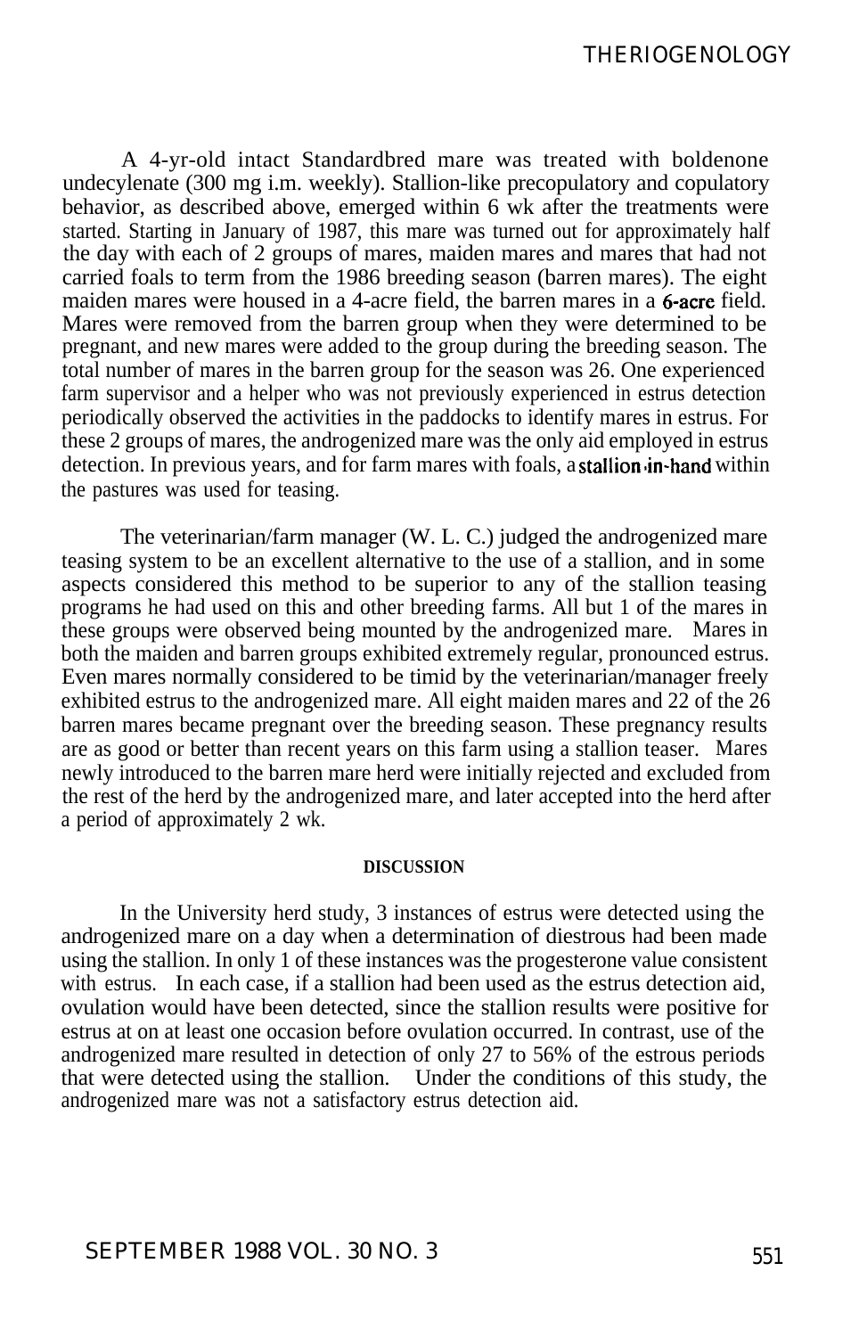A 4-yr-old intact Standardbred mare was treated with boldenone undecylenate (300 mg i.m. weekly). Stallion-like precopulatory and copulatory behavior, as described above, emerged within 6 wk after the treatments were started. Starting in January of 1987, this mare was turned out for approximately half the day with each of 2 groups of mares, maiden mares and mares that had not carried foals to term from the 1986 breeding season (barren mares). The eight maiden mares were housed in a 4-acre field, the barren mares in a 6-acre field. Mares were removed from the barren group when they were determined to be pregnant, and new mares were added to the group during the breeding season. The total number of mares in the barren group for the season was 26. One experienced farm supervisor and a helper who was not previously experienced in estrus detection periodically observed the activities in the paddocks to identify mares in estrus. For these 2 groups of mares, the androgenized mare was the only aid employed in estrus detection. In previous years, and for farm mares with foals, a stallion-in-hand within the pastures was used for teasing.

The veterinarian/farm manager (W. L. C.) judged the androgenized mare teasing system to be an excellent alternative to the use of a stallion, and in some aspects considered this method to be superior to any of the stallion teasing programs he had used on this and other breeding farms. All but 1 of the mares in these groups were observed being mounted by the androgenized mare. Mares in both the maiden and barren groups exhibited extremely regular, pronounced estrus. Even mares normally considered to be timid by the veterinarian/manager freely exhibited estrus to the androgenized mare. All eight maiden mares and 22 of the 26 barren mares became pregnant over the breeding season. These pregnancy results are as good or better than recent years on this farm using a stallion teaser. Mares newly introduced to the barren mare herd were initially rejected and excluded from the rest of the herd by the androgenized mare, and later accepted into the herd after a period of approximately 2 wk.

## DISCUSSION

In the University herd study, 3 instances of estrus were detected using the androgenized mare on a day when a determination of diestrous had been made using the stallion. In only 1 of these instances was the progesterone value consistent with estrus. In each case, if a stallion had been used as the estrus detection aid, ovulation would have been detected, since the stallion results were positive for estrus at on at least one occasion before ovulation occurred. In contrast, use of the androgenized mare resulted in detection of only 27 to 56% of the estrous periods that were detected using the stallion. Under the conditions of this study, the androgenized mare was not a satisfactory estrus detection aid.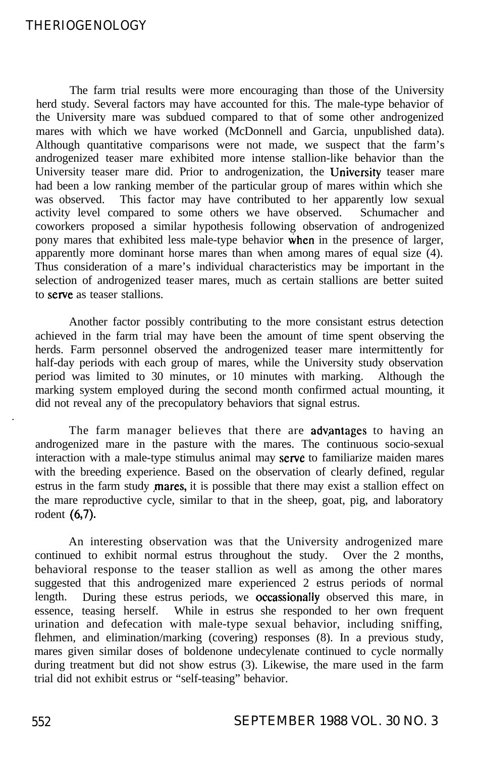The farm trial results were more encouraging than those of the University herd study. Several factors may have accounted for this. The male-type behavior of the University mare was subdued compared to that of some other androgenized mares with which we have worked (McDonnell and Garcia, unpublished data). Although quantitative comparisons were not made, we suspect that the farm's androgenized teaser mare exhibited more intense stallion-like behavior than the University teaser mare did. Prior to androgenization, the University teaser mare had been a low ranking member of the particular group of mares within which she was observed. This factor may have contributed to her apparently low sexual activity level compared to some others we have observed. Schumacher and coworkers proposed a similar hypothesis following observation of androgenized pony mares that exhibited less male-type behavior when in the presence of larger, apparently more dominant horse mares than when among mares of equal size (4). Thus consideration of a mare's individual characteristics may be important in the selection of androgenized teaser mares, much as certain stallions are better suited to serve as teaser stallions.

Another factor possibly contributing to the more consistant estrus detection achieved in the farm trial may have been the amount of time spent observing the herds. Farm personnel observed the androgenized teaser mare intermittently for half-day periods with each group of mares, while the University study observation period was limited to 30 minutes, or 10 minutes with marking. Although the marking system employed during the second month confirmed actual mounting, it did not reveal any of the precopulatory behaviors that signal estrus.

The farm manager believes that there are advantages to having an androgenized mare in the pasture with the mares. The continuous socio-sexual interaction with a male-type stimulus animal may serve to familiarize maiden mares with the breeding experience. Based on the observation of clearly defined, regular estrus in the farm study mares, it is possible that there may exist a stallion effect on the mare reproductive cycle, similar to that in the sheep, goat, pig, and laboratory rodent (6,7).

An interesting observation was that the University androgenized mare continued to exhibit normal estrus throughout the study. Over the 2 months, behavioral response to the teaser stallion as well as among the other mares suggested that this androgenized mare experienced 2 estrus periods of normal length. During these estrus periods, we occassionally observed this mare, in essence, teasing herself. While in estrus she responded to her own frequent urination and defecation with male-type sexual behavior, including sniffing, flehmen, and elimination/marking (covering) responses (8). In a previous study, mares given similar doses of boldenone undecylenate continued to cycle normally during treatment but did not show estrus (3). Likewise, the mare used in the farm trial did not exhibit estrus or "self-teasing" behavior.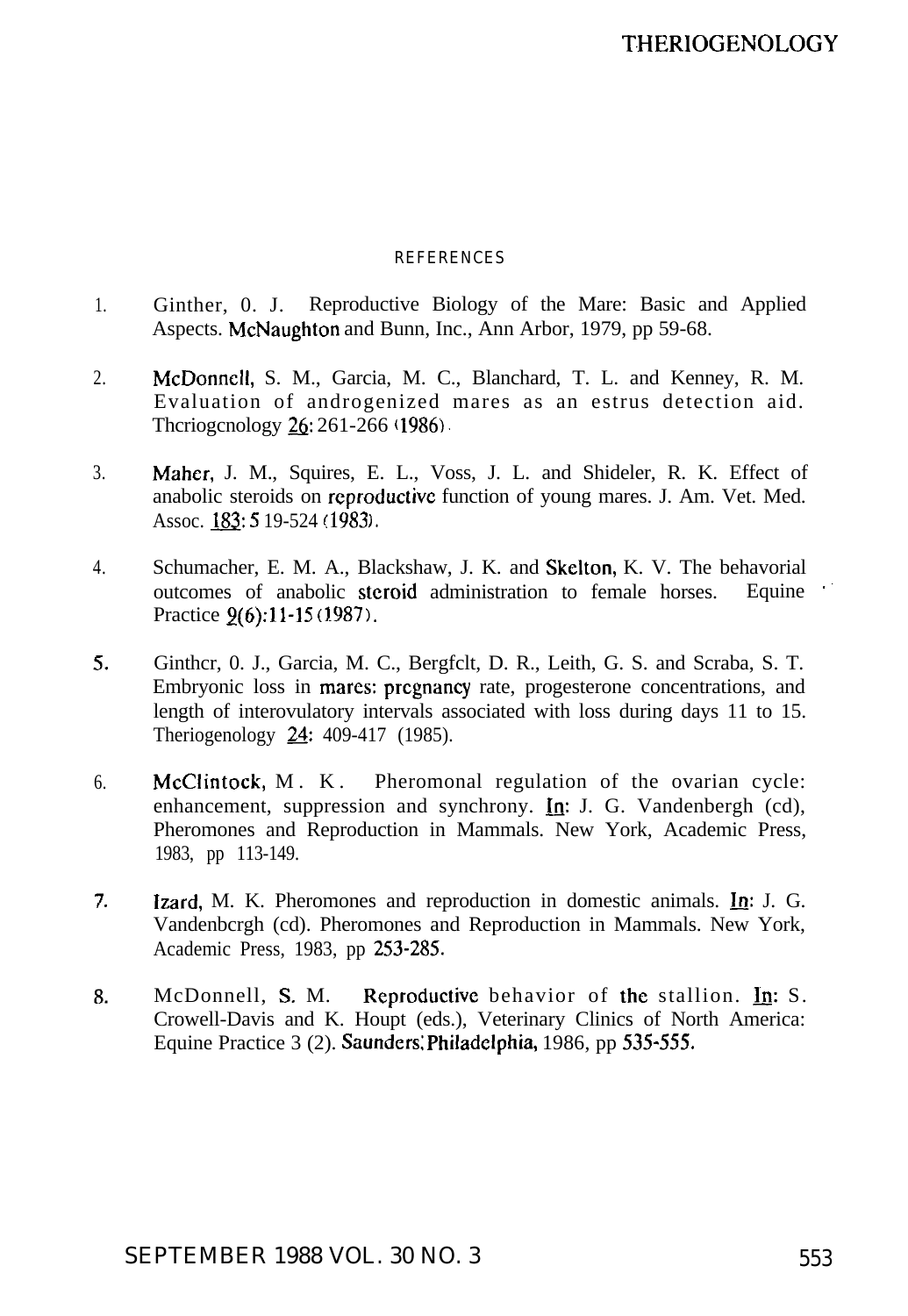## REFERENCES

1. Ginther, O. J. Reproductive Biology of the Mare: Basic and Applied Aspects. McNaughton and Bunn, Inc., Ann Arbor, 1979, pp 59-68.

2. McDonnell, S. M., Garcia, M. C., Blanchard, T. L. and Kenney, R. M. Evaluation of androgenized mares as an estrus detection aid. Theriogenology 26: 261-266 (1986).

3. Maher, J. M., Squires, E. L., Voss, J. L. and Shideler, R. K. Effect of anabolic steroids on reproductive function of young mares. J. Am. Vet. Med. Assoc. 183: 519-524 (1983).

4. Schumacher, E. M. A., Blackshaw, J. K. and Skelton, K. V. The behavorial outcomes of anabolic steroid administration to female horses. Equine Practice 9(6):11-15 (1987).

5. Ginther, O. J., Garcia, M. C., Bergfelt, D. R., Leith, G. S. and Scraba, S. T. Embryonic loss in mares: pregnancy rate, progesterone concentrations, and length of interovulatory intervals associated with loss during days 11 to 15. Theriogenology 24: 409-417 (1985).

6. McClintock, M. K. Pheromonal regulation of the ovarian cycle: enhancement, suppression and synchrony. In: J. G. Vandenbergh (ed), Pheromones and Reproduction in Mammals. New York, Academic Press, 1983, pp 113-149.

7. Izard, M. K. Pheromones and reproduction in domestic animals. In: J. G. Vandenbergh (ed). Pheromones and Reproduction in Mammals. New York, Academic Press, 1983, pp 253-285.

8. McDonnell, S. M. Reproductive behavior of the stallion. In: S. Crowell-Davis and K. Houpt (eds.), Veterinary Clinics of North America: Equine Practice 3 (2). Saunders, Philadelphia, 1986, pp 535-555.